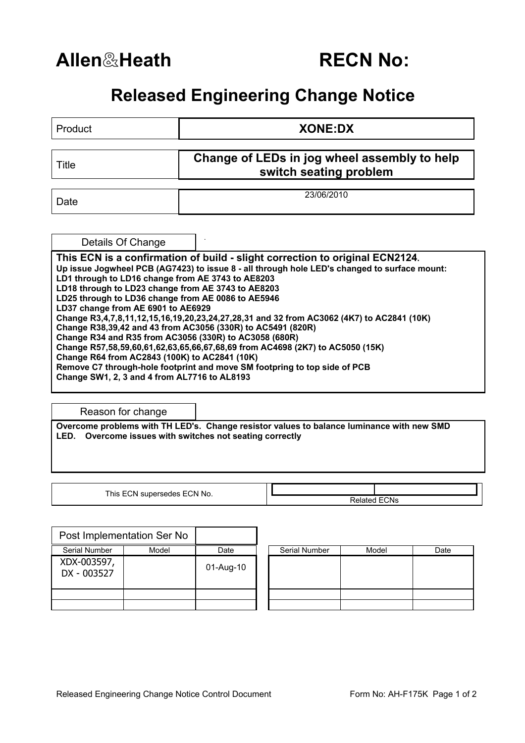# Allen&Heath

# RECN No:

## Released Engineering Change Notice

| | |
|---|---|
| Product | **XONE:DX** |
| Title | **Change of LEDs in jog wheel assembly to help switch seating problem** |
| Date | 23/06/2010 |

### Details Of Change

**This ECN is a confirmation of build - slight correction to original ECN2124.**

**Up issue Jogwheel PCB (AG7423) to issue 8 - all through hole LED's changed to surface mount:**
**LD1 through to LD16 change from AE 3743 to AE8203**
**LD18 through to LD23 change from AE 3743 to AE8203**
**LD25 through to LD36 change from AE 0086 to AE5946**
**LD37 change from AE 6901 to AE6929**
**Change R3,4,7,8,11,12,15,16,19,20,23,24,27,28,31 and 32 from AC3062 (4K7) to AC2841 (10K)**
**Change R38,39,42 and 43 from AC3056 (330R) to AC5491 (820R)**
**Change R34 and R35 from AC3056 (330R) to AC3058 (680R)**
**Change R57,58,59,60,61,62,63,65,66,67,68,69 from AC4698 (2K7) to AC5050 (15K)**
**Change R64 from AC2843 (100K) to AC2841 (10K)**
**Remove C7 through-hole footprint and move SM footpring to top side of PCB**
**Change SW1, 2, 3 and 4 from AL7716 to AL8193**

### Reason for change

**Overcome problems with TH LED's. Change resistor values to balance luminance with new SMD LED. Overcome issues with switches not seating correctly**

| This ECN supersedes ECN No. | | Related ECNs |
|---|---|---|

**Post Implementation Ser No**

| Serial Number | Model | Date |
|---|---|---|
| XDX-003597, DX - 003527 | | 01-Aug-10 |
| | | |
| | | |

| Serial Number | Model | Date |
|---|---|---|
| | | |
| | | |
| | | |

Released Engineering Change Notice Control Document — Form No: AH-F175K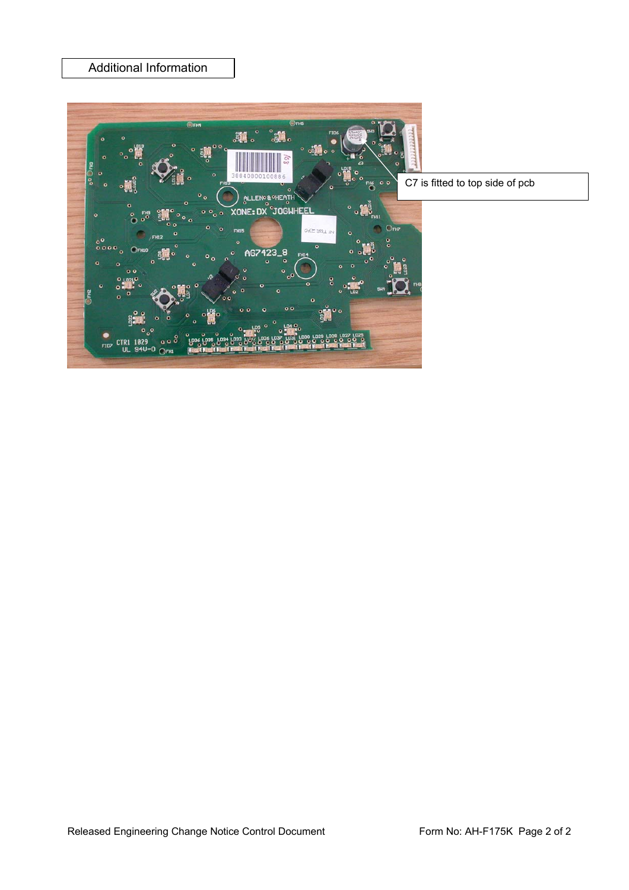Additional Information

C7 is fitted to top side of pcb

Released Engineering Change Notice Control Document